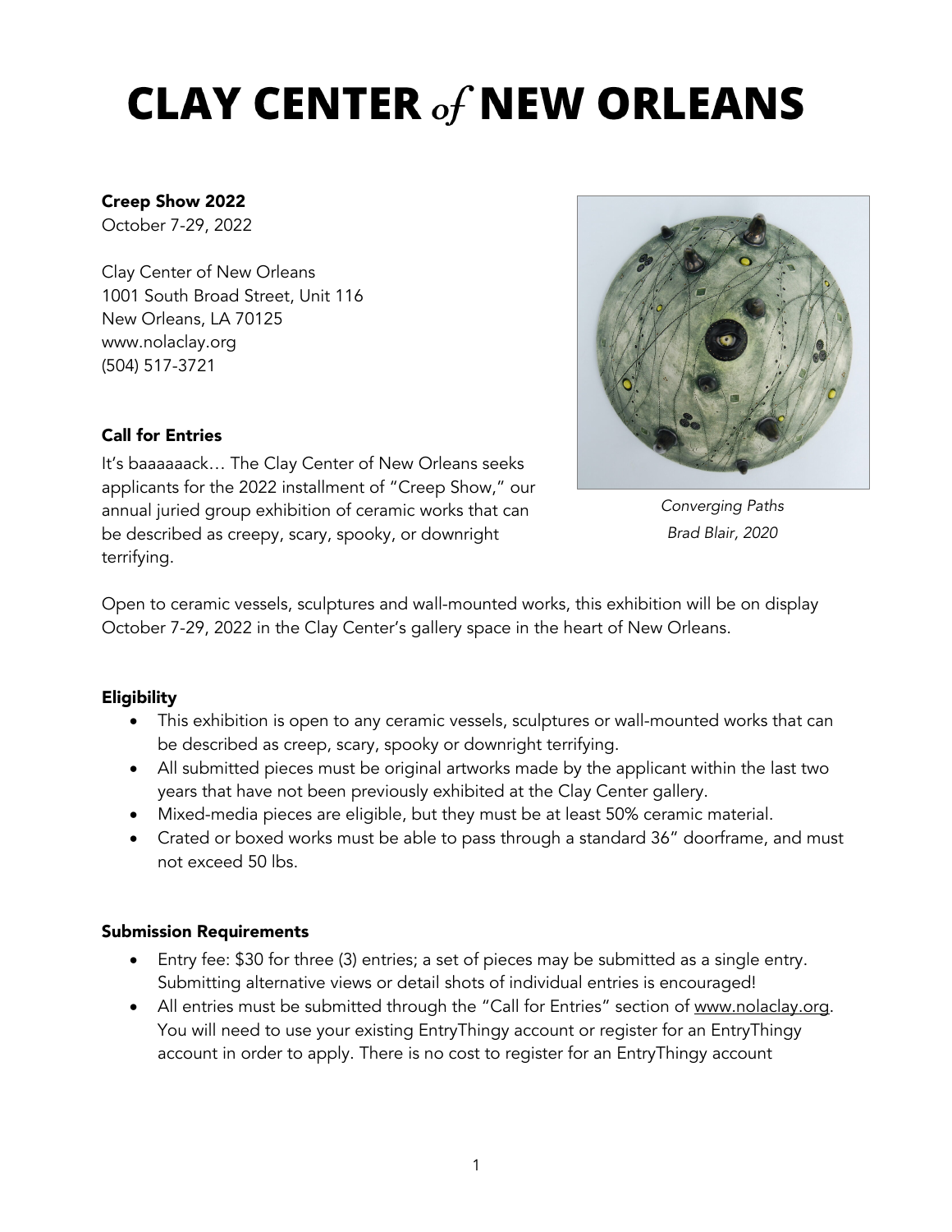# CLAY CENTER *of* NEW ORLEANS

**Creep Show 2022**
October 7-29, 2022

Clay Center of New Orleans
1001 South Broad Street, Unit 116
New Orleans, LA 70125
www.nolaclay.org
(504) 517-3721

*Converging Paths*
*Brad Blair, 2020*

### Call for Entries

It's baaaaaack… The Clay Center of New Orleans seeks applicants for the 2022 installment of "Creep Show," our annual juried group exhibition of ceramic works that can be described as creepy, scary, spooky, or downright terrifying.

Open to ceramic vessels, sculptures and wall-mounted works, this exhibition will be on display October 7-29, 2022 in the Clay Center's gallery space in the heart of New Orleans.

### Eligibility

- This exhibition is open to any ceramic vessels, sculptures or wall-mounted works that can be described as creep, scary, spooky or downright terrifying.
- All submitted pieces must be original artworks made by the applicant within the last two years that have not been previously exhibited at the Clay Center gallery.
- Mixed-media pieces are eligible, but they must be at least 50% ceramic material.
- Crated or boxed works must be able to pass through a standard 36" doorframe, and must not exceed 50 lbs.

### Submission Requirements

- Entry fee: $30 for three (3) entries; a set of pieces may be submitted as a single entry. Submitting alternative views or detail shots of individual entries is encouraged!
- All entries must be submitted through the "Call for Entries" section of www.nolaclay.org. You will need to use your existing EntryThingy account or register for an EntryThingy account in order to apply. There is no cost to register for an EntryThingy account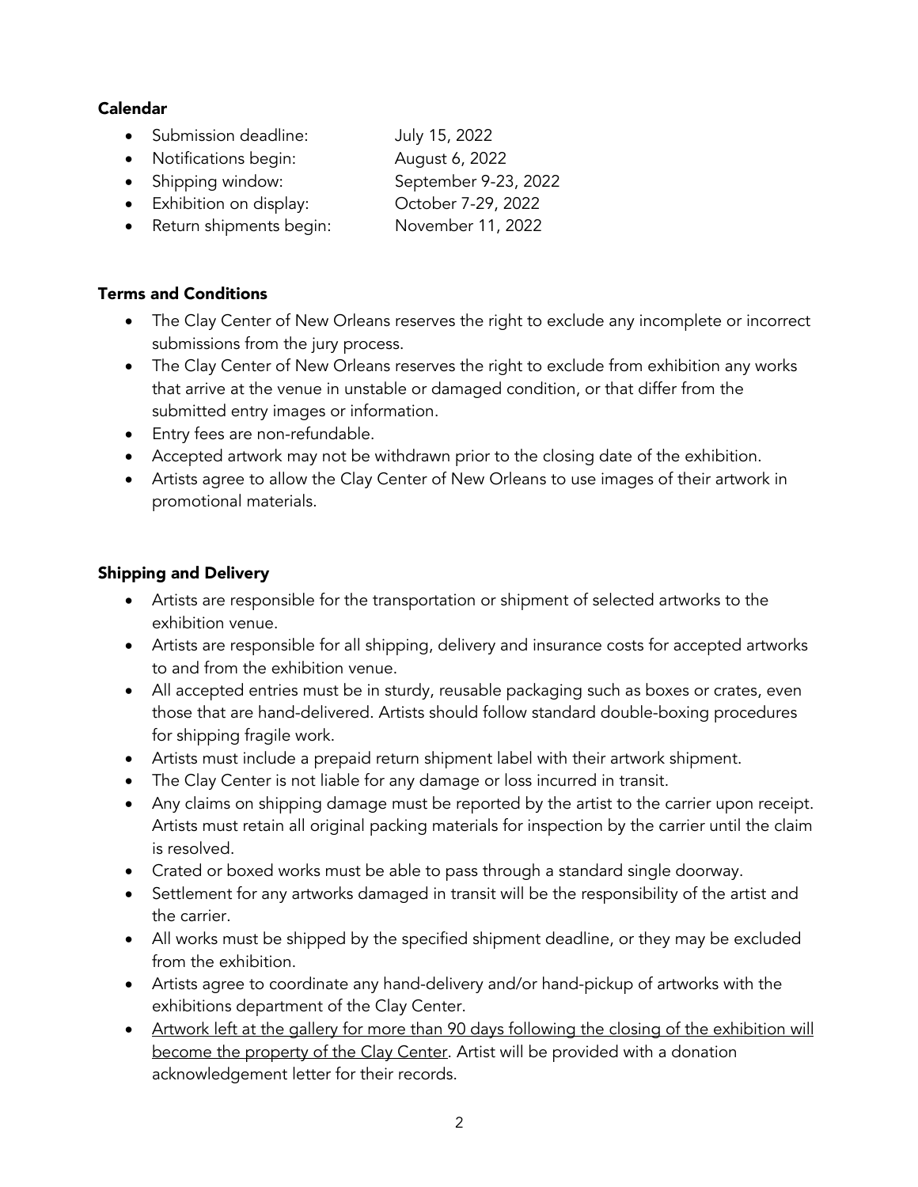### Calendar

- Submission deadline: July 15, 2022
- Notifications begin: August 6, 2022
- Shipping window: September 9-23, 2022
- Exhibition on display: October 7-29, 2022
- Return shipments begin: November 11, 2022

### Terms and Conditions

- The Clay Center of New Orleans reserves the right to exclude any incomplete or incorrect submissions from the jury process.
- The Clay Center of New Orleans reserves the right to exclude from exhibition any works that arrive at the venue in unstable or damaged condition, or that differ from the submitted entry images or information.
- Entry fees are non-refundable.
- Accepted artwork may not be withdrawn prior to the closing date of the exhibition.
- Artists agree to allow the Clay Center of New Orleans to use images of their artwork in promotional materials.

### Shipping and Delivery

- Artists are responsible for the transportation or shipment of selected artworks to the exhibition venue.
- Artists are responsible for all shipping, delivery and insurance costs for accepted artworks to and from the exhibition venue.
- All accepted entries must be in sturdy, reusable packaging such as boxes or crates, even those that are hand-delivered. Artists should follow standard double-boxing procedures for shipping fragile work.
- Artists must include a prepaid return shipment label with their artwork shipment.
- The Clay Center is not liable for any damage or loss incurred in transit.
- Any claims on shipping damage must be reported by the artist to the carrier upon receipt. Artists must retain all original packing materials for inspection by the carrier until the claim is resolved.
- Crated or boxed works must be able to pass through a standard single doorway.
- Settlement for any artworks damaged in transit will be the responsibility of the artist and the carrier.
- All works must be shipped by the specified shipment deadline, or they may be excluded from the exhibition.
- Artists agree to coordinate any hand-delivery and/or hand-pickup of artworks with the exhibitions department of the Clay Center.
- <u>Artwork left at the gallery for more than 90 days following the closing of the exhibition will become the property of the Clay Center</u>. Artist will be provided with a donation acknowledgement letter for their records.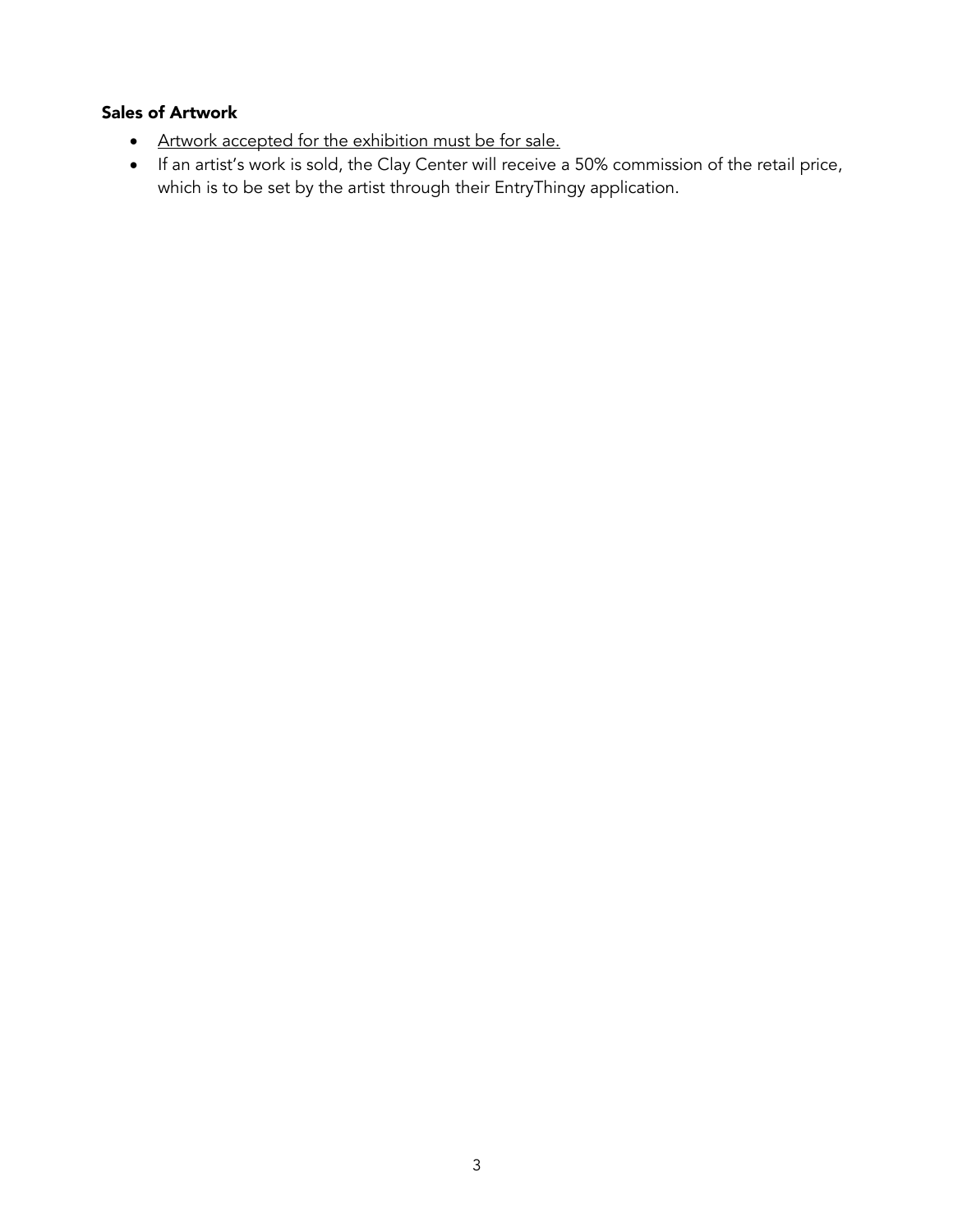### **Sales of Artwork**

- <u>Artwork accepted for the exhibition must be for sale.</u>
- If an artist's work is sold, the Clay Center will receive a 50% commission of the retail price, which is to be set by the artist through their EntryThingy application.